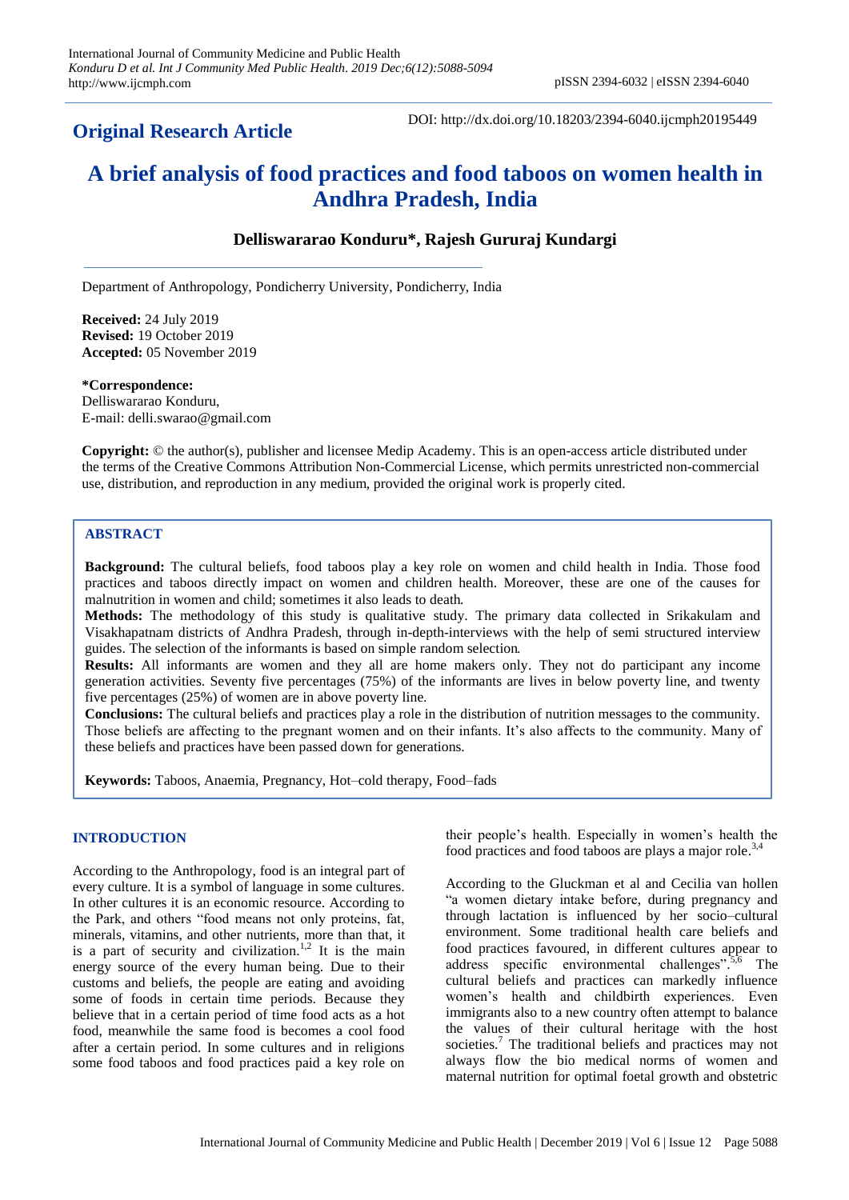**Original Research Article**

DOI: http://dx.doi.org/10.18203/2394-6040.ijcmph20195449

# A brief analysis of food practices and food taboos on women health in Andhra Pradesh, India

**Delliswararao Konduru\*, Rajesh Gururaj Kundargi**

Department of Anthropology, Pondicherry University, Pondicherry, India

**Received:** 24 July 2019
**Revised:** 19 October 2019
**Accepted:** 05 November 2019

**\*Correspondence:**
Delliswararao Konduru,
E-mail: delli.swarao@gmail.com

**Copyright:** © the author(s), publisher and licensee Medip Academy. This is an open-access article distributed under the terms of the Creative Commons Attribution Non-Commercial License, which permits unrestricted non-commercial use, distribution, and reproduction in any medium, provided the original work is properly cited.

## ABSTRACT

**Background:** The cultural beliefs, food taboos play a key role on women and child health in India. Those food practices and taboos directly impact on women and children health. Moreover, these are one of the causes for malnutrition in women and child; sometimes it also leads to death.

**Methods:** The methodology of this study is qualitative study. The primary data collected in Srikakulam and Visakhapatnam districts of Andhra Pradesh, through in-depth-interviews with the help of semi structured interview guides. The selection of the informants is based on simple random selection.

**Results:** All informants are women and they all are home makers only. They not do participant any income generation activities. Seventy five percentages (75%) of the informants are lives in below poverty line, and twenty five percentages (25%) of women are in above poverty line.

**Conclusions:** The cultural beliefs and practices play a role in the distribution of nutrition messages to the community. Those beliefs are affecting to the pregnant women and on their infants. It's also affects to the community. Many of these beliefs and practices have been passed down for generations.

**Keywords:** Taboos, Anaemia, Pregnancy, Hot–cold therapy, Food–fads

## INTRODUCTION

According to the Anthropology, food is an integral part of every culture. It is a symbol of language in some cultures. In other cultures it is an economic resource. According to the Park, and others "food means not only proteins, fat, minerals, vitamins, and other nutrients, more than that, it is a part of security and civilization.[1,2] It is the main energy source of the every human being. Due to their customs and beliefs, the people are eating and avoiding some of foods in certain time periods. Because they believe that in a certain period of time food acts as a hot food, meanwhile the same food is becomes a cool food after a certain period. In some cultures and in religions some food taboos and food practices paid a key role on their people's health. Especially in women's health the food practices and food taboos are plays a major role.[3,4]

According to the Gluckman et al and Cecilia van hollen "a women dietary intake before, during pregnancy and through lactation is influenced by her socio–cultural environment. Some traditional health care beliefs and food practices favoured, in different cultures appear to address specific environmental challenges".[5,6] The cultural beliefs and practices can markedly influence women's health and childbirth experiences. Even immigrants also to a new country often attempt to balance the values of their cultural heritage with the host societies.[7] The traditional beliefs and practices may not always flow the bio medical norms of women and maternal nutrition for optimal foetal growth and obstetric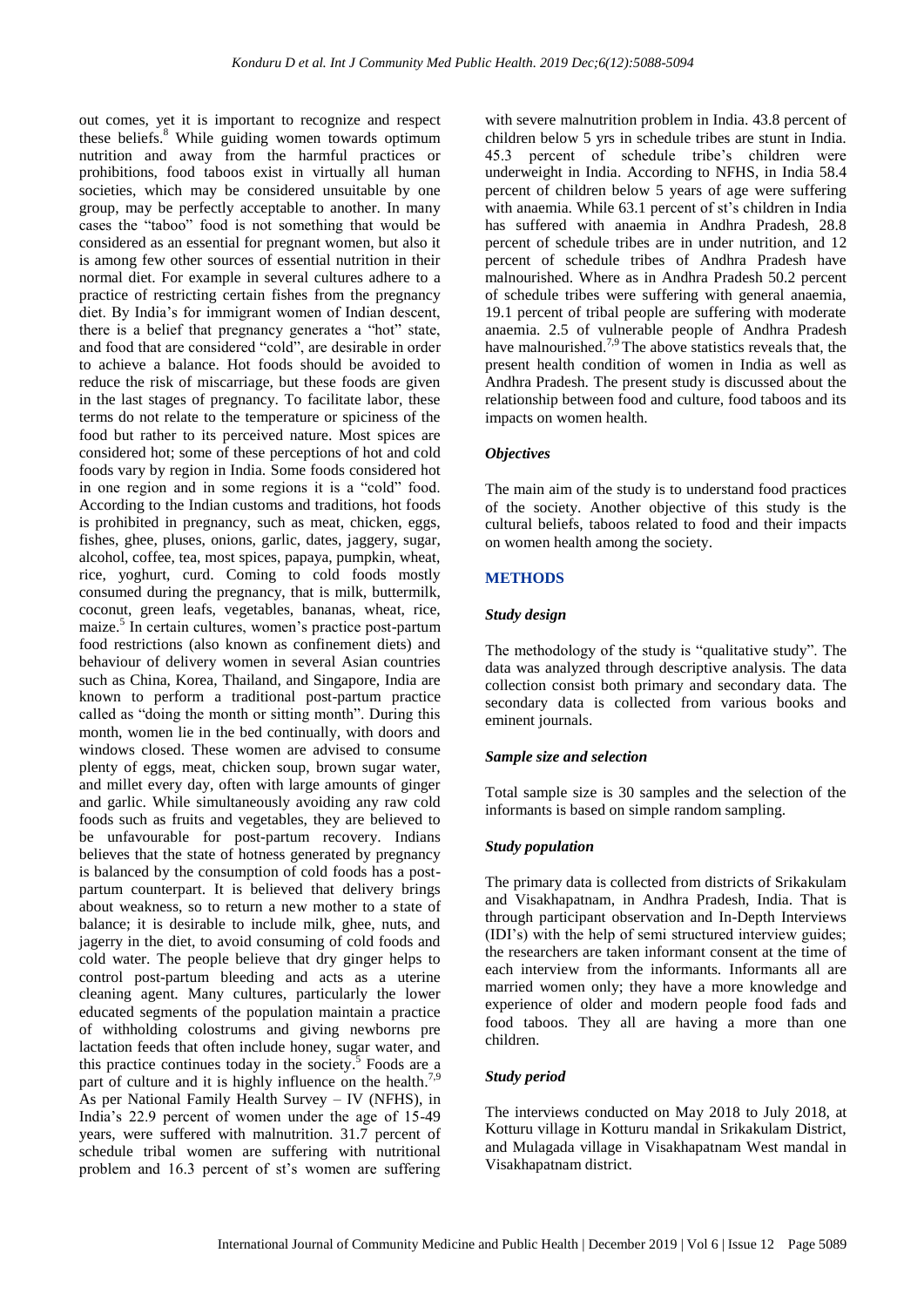out comes, yet it is important to recognize and respect these beliefs.[8] While guiding women towards optimum nutrition and away from the harmful practices or prohibitions, food taboos exist in virtually all human societies, which may be considered unsuitable by one group, may be perfectly acceptable to another. In many cases the "taboo" food is not something that would be considered as an essential for pregnant women, but also it is among few other sources of essential nutrition in their normal diet. For example in several cultures adhere to a practice of restricting certain fishes from the pregnancy diet. By India's for immigrant women of Indian descent, there is a belief that pregnancy generates a "hot" state, and food that are considered "cold", are desirable in order to achieve a balance. Hot foods should be avoided to reduce the risk of miscarriage, but these foods are given in the last stages of pregnancy. To facilitate labor, these terms do not relate to the temperature or spiciness of the food but rather to its perceived nature. Most spices are considered hot; some of these perceptions of hot and cold foods vary by region in India. Some foods considered hot in one region and in some regions it is a "cold" food. According to the Indian customs and traditions, hot foods is prohibited in pregnancy, such as meat, chicken, eggs, fishes, ghee, pluses, onions, garlic, dates, jaggery, sugar, alcohol, coffee, tea, most spices, papaya, pumpkin, wheat, rice, yoghurt, curd. Coming to cold foods mostly consumed during the pregnancy, that is milk, buttermilk, coconut, green leafs, vegetables, bananas, wheat, rice, maize.[5] In certain cultures, women's practice post-partum food restrictions (also known as confinement diets) and behaviour of delivery women in several Asian countries such as China, Korea, Thailand, and Singapore, India are known to perform a traditional post-partum practice called as "doing the month or sitting month". During this month, women lie in the bed continually, with doors and windows closed. These women are advised to consume plenty of eggs, meat, chicken soup, brown sugar water, and millet every day, often with large amounts of ginger and garlic. While simultaneously avoiding any raw cold foods such as fruits and vegetables, they are believed to be unfavourable for post-partum recovery. Indians believes that the state of hotness generated by pregnancy is balanced by the consumption of cold foods has a post-partum counterpart. It is believed that delivery brings about weakness, so to return a new mother to a state of balance; it is desirable to include milk, ghee, nuts, and jagerry in the diet, to avoid consuming of cold foods and cold water. The people believe that dry ginger helps to control post-partum bleeding and acts as a uterine cleaning agent. Many cultures, particularly the lower educated segments of the population maintain a practice of withholding colostrums and giving newborns pre lactation feeds that often include honey, sugar water, and this practice continues today in the society.[5] Foods are a part of culture and it is highly influence on the health.[7,9] As per National Family Health Survey – IV (NFHS), in India's 22.9 percent of women under the age of 15-49 years, were suffered with malnutrition. 31.7 percent of schedule tribal women are suffering with nutritional problem and 16.3 percent of st's women are suffering with severe malnutrition problem in India. 43.8 percent of children below 5 yrs in schedule tribes are stunt in India. 45.3 percent of schedule tribe's children were underweight in India. According to NFHS, in India 58.4 percent of children below 5 years of age were suffering with anaemia. While 63.1 percent of st's children in India has suffered with anaemia in Andhra Pradesh, 28.8 percent of schedule tribes are in under nutrition, and 12 percent of schedule tribes of Andhra Pradesh have malnourished. Where as in Andhra Pradesh 50.2 percent of schedule tribes were suffering with general anaemia, 19.1 percent of tribal people are suffering with moderate anaemia. 2.5 of vulnerable people of Andhra Pradesh have malnourished.[7,9] The above statistics reveals that, the present health condition of women in India as well as Andhra Pradesh. The present study is discussed about the relationship between food and culture, food taboos and its impacts on women health.

### *Objectives*

The main aim of the study is to understand food practices of the society. Another objective of this study is the cultural beliefs, taboos related to food and their impacts on women health among the society.

## METHODS

### *Study design*

The methodology of the study is "qualitative study". The data was analyzed through descriptive analysis. The data collection consist both primary and secondary data. The secondary data is collected from various books and eminent journals.

### *Sample size and selection*

Total sample size is 30 samples and the selection of the informants is based on simple random sampling.

### *Study population*

The primary data is collected from districts of Srikakulam and Visakhapatnam, in Andhra Pradesh, India. That is through participant observation and In-Depth Interviews (IDI's) with the help of semi structured interview guides; the researchers are taken informant consent at the time of each interview from the informants. Informants all are married women only; they have a more knowledge and experience of older and modern people food fads and food taboos. They all are having a more than one children.

### *Study period*

The interviews conducted on May 2018 to July 2018, at Kotturu village in Kotturu mandal in Srikakulam District, and Mulagada village in Visakhapatnam West mandal in Visakhapatnam district.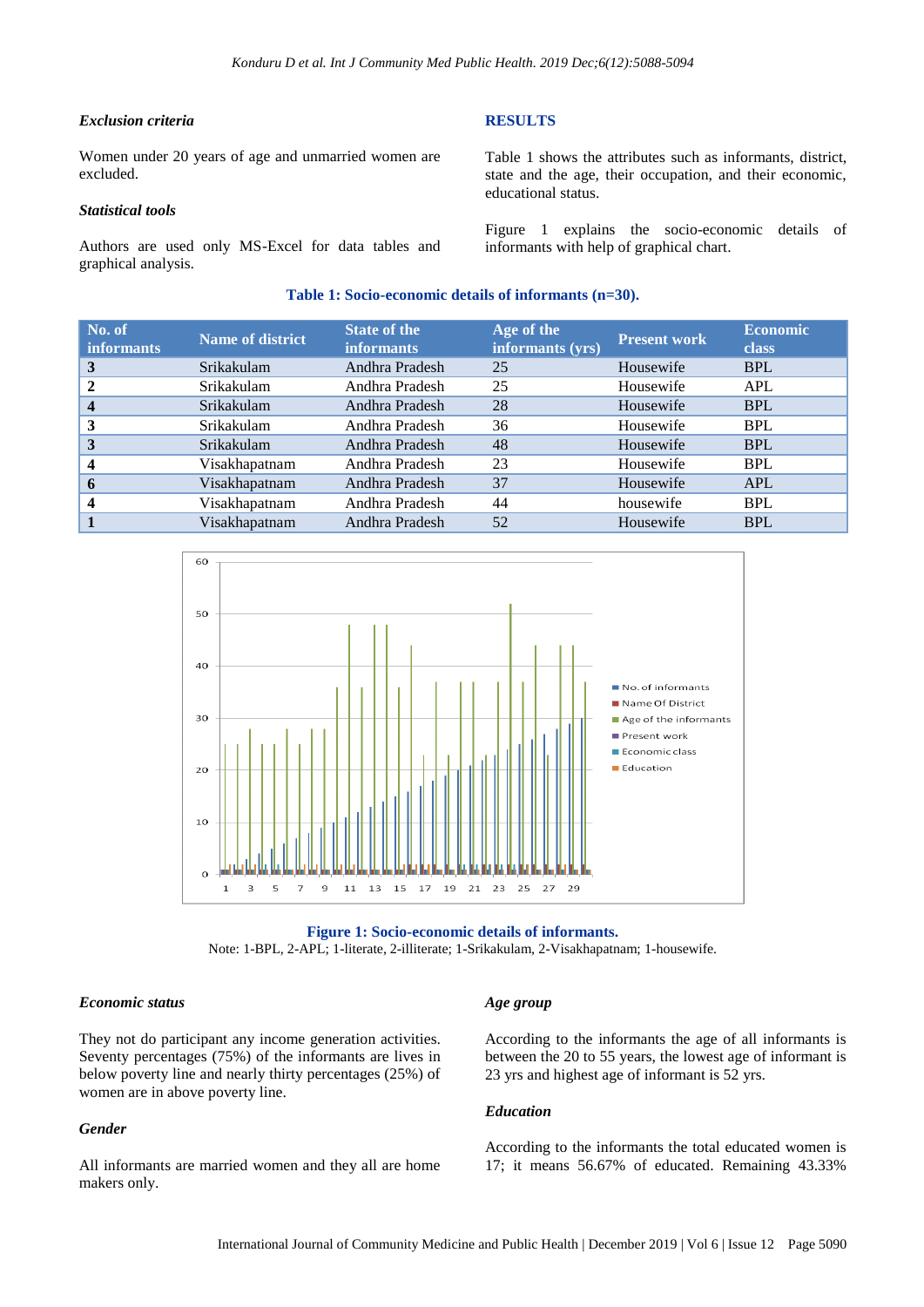### Exclusion criteria

Women under 20 years of age and unmarried women are excluded.

### Statistical tools

Authors are used only MS-Excel for data tables and graphical analysis.

## RESULTS

Table 1 shows the attributes such as informants, district, state and the age, their occupation, and their economic, educational status.

Figure 1 explains the socio-economic details of informants with help of graphical chart.

**Table 1: Socio-economic details of informants (n=30).**

| No. of informants | Name of district | State of the informants | Age of the informants (yrs) | Present work | Economic class |
|---|---|---|---|---|---|
| **3** | Srikakulam | Andhra Pradesh | 25 | Housewife | BPL |
| **2** | Srikakulam | Andhra Pradesh | 25 | Housewife | APL |
| **4** | Srikakulam | Andhra Pradesh | 28 | Housewife | BPL |
| **3** | Srikakulam | Andhra Pradesh | 36 | Housewife | BPL |
| **3** | Srikakulam | Andhra Pradesh | 48 | Housewife | BPL |
| **4** | Visakhapatnam | Andhra Pradesh | 23 | Housewife | BPL |
| **6** | Visakhapatnam | Andhra Pradesh | 37 | Housewife | APL |
| **4** | Visakhapatnam | Andhra Pradesh | 44 | housewife | BPL |
| **1** | Visakhapatnam | Andhra Pradesh | 52 | Housewife | BPL |

**Figure 1: Socio-economic details of informants.**

Note: 1-BPL, 2-APL; 1-literate, 2-illiterate; 1-Srikakulam, 2-Visakhapatnam; 1-housewife.

### Economic status

They not do participant any income generation activities. Seventy percentages (75%) of the informants are lives in below poverty line and nearly thirty percentages (25%) of women are in above poverty line.

### Gender

All informants are married women and they all are home makers only.

### Age group

According to the informants the age of all informants is between the 20 to 55 years, the lowest age of informant is 23 yrs and highest age of informant is 52 yrs.

### Education

According to the informants the total educated women is 17; it means 56.67% of educated. Remaining 43.33%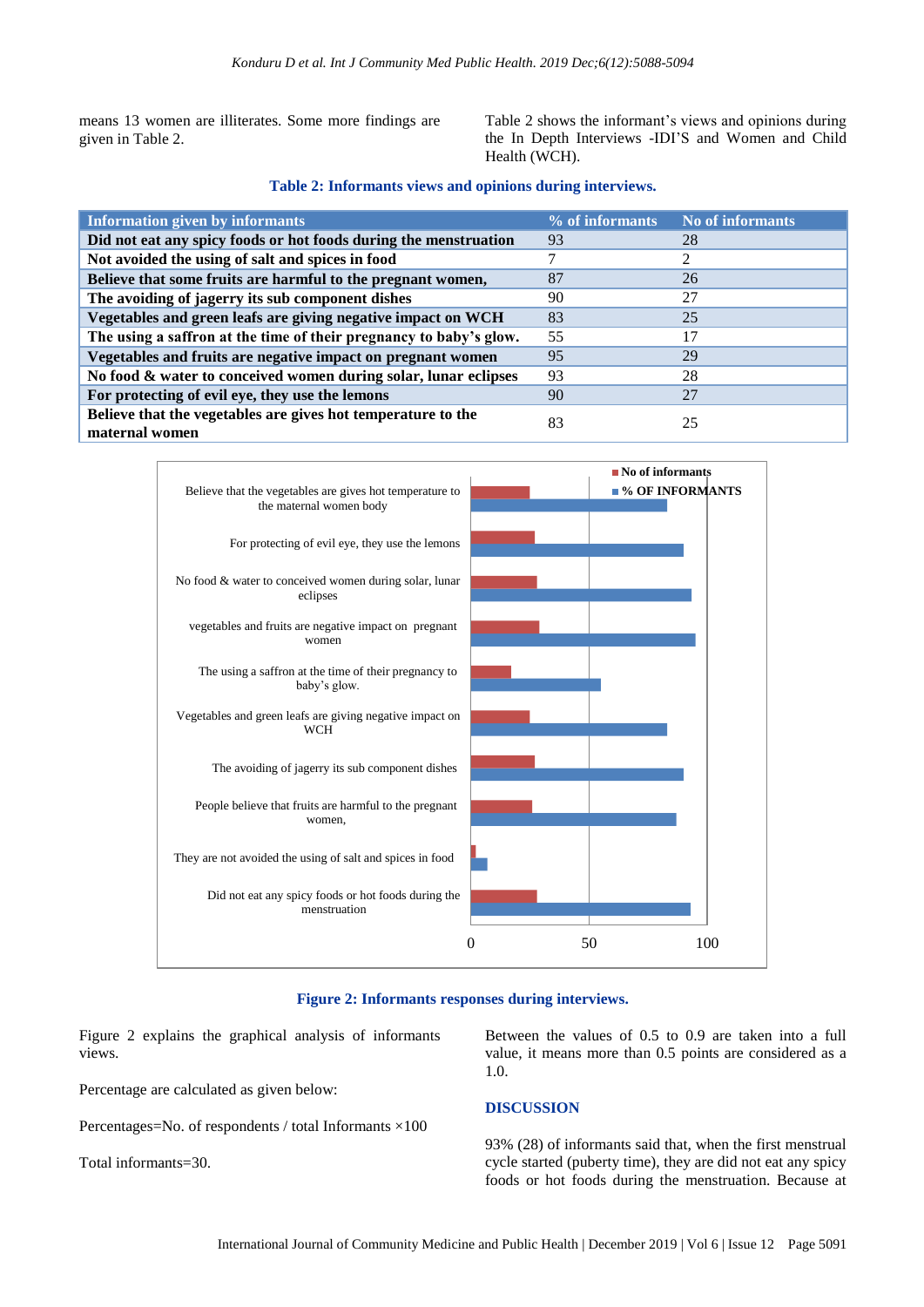means 13 women are illiterates. Some more findings are given in Table 2.

Table 2 shows the informant's views and opinions during the In Depth Interviews -IDI'S and Women and Child Health (WCH).

**Table 2: Informants views and opinions during interviews.**

| Information given by informants | % of informants | No of informants |
|---|---|---|
| **Did not eat any spicy foods or hot foods during the menstruation** | 93 | 28 |
| **Not avoided the using of salt and spices in food** | 7 | 2 |
| **Believe that some fruits are harmful to the pregnant women,** | 87 | 26 |
| **The avoiding of jagerry its sub component dishes** | 90 | 27 |
| **Vegetables and green leafs are giving negative impact on WCH** | 83 | 25 |
| **The using a saffron at the time of their pregnancy to baby's glow.** | 55 | 17 |
| **Vegetables and fruits are negative impact on pregnant women** | 95 | 29 |
| **No food & water to conceived women during solar, lunar eclipses** | 93 | 28 |
| **For protecting of evil eye, they use the lemons** | 90 | 27 |
| **Believe that the vegetables are gives hot temperature to the maternal women** | 83 | 25 |

**Figure 2: Informants responses during interviews.**

Figure 2 explains the graphical analysis of informants views.

Percentage are calculated as given below:

Percentages=No. of respondents / total Informants ×100

Total informants=30.

Between the values of 0.5 to 0.9 are taken into a full value, it means more than 0.5 points are considered as a 1.0.

## DISCUSSION

93% (28) of informants said that, when the first menstrual cycle started (puberty time), they are did not eat any spicy foods or hot foods during the menstruation. Because at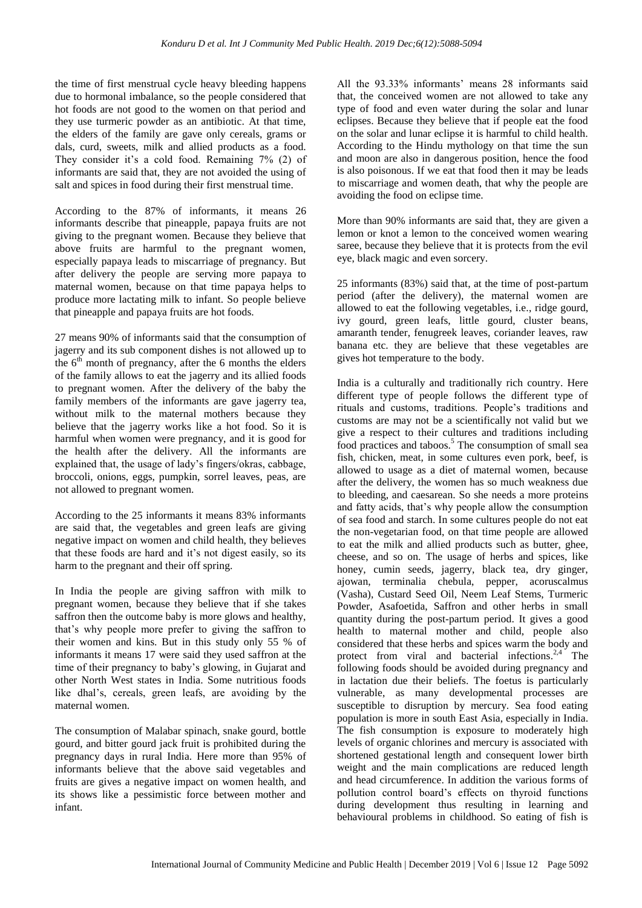the time of first menstrual cycle heavy bleeding happens due to hormonal imbalance, so the people considered that hot foods are not good to the women on that period and they use turmeric powder as an antibiotic. At that time, the elders of the family are gave only cereals, grams or dals, curd, sweets, milk and allied products as a food. They consider it's a cold food. Remaining 7% (2) of informants are said that, they are not avoided the using of salt and spices in food during their first menstrual time.

According to the 87% of informants, it means 26 informants describe that pineapple, papaya fruits are not giving to the pregnant women. Because they believe that above fruits are harmful to the pregnant women, especially papaya leads to miscarriage of pregnancy. But after delivery the people are serving more papaya to maternal women, because on that time papaya helps to produce more lactating milk to infant. So people believe that pineapple and papaya fruits are hot foods.

27 means 90% of informants said that the consumption of jagerry and its sub component dishes is not allowed up to the 6th month of pregnancy, after the 6 months the elders of the family allows to eat the jagerry and its allied foods to pregnant women. After the delivery of the baby the family members of the informants are gave jagerry tea, without milk to the maternal mothers because they believe that the jagerry works like a hot food. So it is harmful when women were pregnancy, and it is good for the health after the delivery. All the informants are explained that, the usage of lady's fingers/okras, cabbage, broccoli, onions, eggs, pumpkin, sorrel leaves, peas, are not allowed to pregnant women.

According to the 25 informants it means 83% informants are said that, the vegetables and green leafs are giving negative impact on women and child health, they believes that these foods are hard and it's not digest easily, so its harm to the pregnant and their off spring.

In India the people are giving saffron with milk to pregnant women, because they believe that if she takes saffron then the outcome baby is more glows and healthy, that's why people more prefer to giving the saffron to their women and kins. But in this study only 55 % of informants it means 17 were said they used saffron at the time of their pregnancy to baby's glowing, in Gujarat and other North West states in India. Some nutritious foods like dhal's, cereals, green leafs, are avoiding by the maternal women.

The consumption of Malabar spinach, snake gourd, bottle gourd, and bitter gourd jack fruit is prohibited during the pregnancy days in rural India. Here more than 95% of informants believe that the above said vegetables and fruits are gives a negative impact on women health, and its shows like a pessimistic force between mother and infant.

All the 93.33% informants' means 28 informants said that, the conceived women are not allowed to take any type of food and even water during the solar and lunar eclipses. Because they believe that if people eat the food on the solar and lunar eclipse it is harmful to child health. According to the Hindu mythology on that time the sun and moon are also in dangerous position, hence the food is also poisonous. If we eat that food then it may be leads to miscarriage and women death, that why the people are avoiding the food on eclipse time.

More than 90% informants are said that, they are given a lemon or knot a lemon to the conceived women wearing saree, because they believe that it is protects from the evil eye, black magic and even sorcery.

25 informants (83%) said that, at the time of post-partum period (after the delivery), the maternal women are allowed to eat the following vegetables, i.e., ridge gourd, ivy gourd, green leafs, little gourd, cluster beans, amaranth tender, fenugreek leaves, coriander leaves, raw banana etc. they are believe that these vegetables are gives hot temperature to the body.

India is a culturally and traditionally rich country. Here different type of people follows the different type of rituals and customs, traditions. People's traditions and customs are may not be a scientifically not valid but we give a respect to their cultures and traditions including food practices and taboos.[5] The consumption of small sea fish, chicken, meat, in some cultures even pork, beef, is allowed to usage as a diet of maternal women, because after the delivery, the women has so much weakness due to bleeding, and caesarean. So she needs a more proteins and fatty acids, that's why people allow the consumption of sea food and starch. In some cultures people do not eat the non-vegetarian food, on that time people are allowed to eat the milk and allied products such as butter, ghee, cheese, and so on. The usage of herbs and spices, like honey, cumin seeds, jagerry, black tea, dry ginger, ajowan, terminalia chebula, pepper, acoruscalmus (Vasha), Custard Seed Oil, Neem Leaf Stems, Turmeric Powder, Asafoetida, Saffron and other herbs in small quantity during the post-partum period. It gives a good health to maternal mother and child, people also considered that these herbs and spices warm the body and protect from viral and bacterial infections.[2,4] The following foods should be avoided during pregnancy and in lactation due their beliefs. The foetus is particularly vulnerable, as many developmental processes are susceptible to disruption by mercury. Sea food eating population is more in south East Asia, especially in India. The fish consumption is exposure to moderately high levels of organic chlorines and mercury is associated with shortened gestational length and consequent lower birth weight and the main complications are reduced length and head circumference. In addition the various forms of pollution control board's effects on thyroid functions during development thus resulting in learning and behavioural problems in childhood. So eating of fish is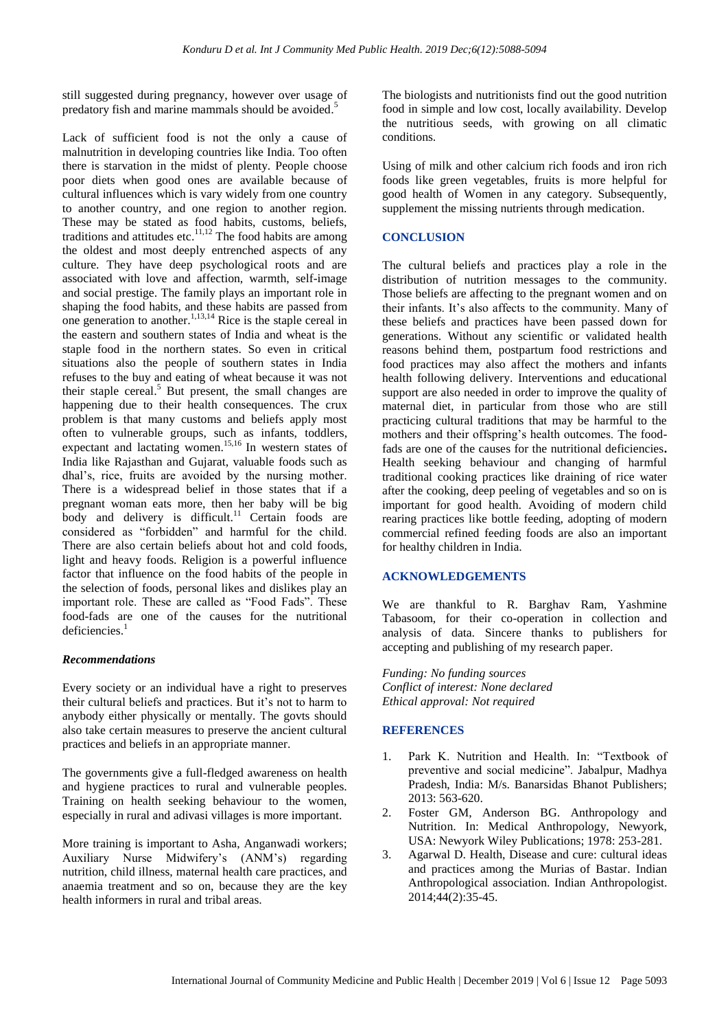still suggested during pregnancy, however over usage of predatory fish and marine mammals should be avoided.[5]

Lack of sufficient food is not the only a cause of malnutrition in developing countries like India. Too often there is starvation in the midst of plenty. People choose poor diets when good ones are available because of cultural influences which is vary widely from one country to another country, and one region to another region. These may be stated as food habits, customs, beliefs, traditions and attitudes etc.[11,12] The food habits are among the oldest and most deeply entrenched aspects of any culture. They have deep psychological roots and are associated with love and affection, warmth, self-image and social prestige. The family plays an important role in shaping the food habits, and these habits are passed from one generation to another.[1,13,14] Rice is the staple cereal in the eastern and southern states of India and wheat is the staple food in the northern states. So even in critical situations also the people of southern states in India refuses to the buy and eating of wheat because it was not their staple cereal.[5] But present, the small changes are happening due to their health consequences. The crux problem is that many customs and beliefs apply most often to vulnerable groups, such as infants, toddlers, expectant and lactating women.[15,16] In western states of India like Rajasthan and Gujarat, valuable foods such as dhal's, rice, fruits are avoided by the nursing mother. There is a widespread belief in those states that if a pregnant woman eats more, then her baby will be big body and delivery is difficult.[11] Certain foods are considered as "forbidden" and harmful for the child. There are also certain beliefs about hot and cold foods, light and heavy foods. Religion is a powerful influence factor that influence on the food habits of the people in the selection of foods, personal likes and dislikes play an important role. These are called as "Food Fads". These food-fads are one of the causes for the nutritional deficiencies.[1]

### *Recommendations*

Every society or an individual have a right to preserves their cultural beliefs and practices. But it's not to harm to anybody either physically or mentally. The govts should also take certain measures to preserve the ancient cultural practices and beliefs in an appropriate manner.

The governments give a full-fledged awareness on health and hygiene practices to rural and vulnerable peoples. Training on health seeking behaviour to the women, especially in rural and adivasi villages is more important.

More training is important to Asha, Anganwadi workers; Auxiliary Nurse Midwifery's (ANM's) regarding nutrition, child illness, maternal health care practices, and anaemia treatment and so on, because they are the key health informers in rural and tribal areas.

The biologists and nutritionists find out the good nutrition food in simple and low cost, locally availability. Develop the nutritious seeds, with growing on all climatic conditions.

Using of milk and other calcium rich foods and iron rich foods like green vegetables, fruits is more helpful for good health of Women in any category. Subsequently, supplement the missing nutrients through medication.

## CONCLUSION

The cultural beliefs and practices play a role in the distribution of nutrition messages to the community. Those beliefs are affecting to the pregnant women and on their infants. It's also affects to the community. Many of these beliefs and practices have been passed down for generations. Without any scientific or validated health reasons behind them, postpartum food restrictions and food practices may also affect the mothers and infants health following delivery. Interventions and educational support are also needed in order to improve the quality of maternal diet, in particular from those who are still practicing cultural traditions that may be harmful to the mothers and their offspring's health outcomes. The food-fads are one of the causes for the nutritional deficiencies**.** Health seeking behaviour and changing of harmful traditional cooking practices like draining of rice water after the cooking, deep peeling of vegetables and so on is important for good health. Avoiding of modern child rearing practices like bottle feeding, adopting of modern commercial refined feeding foods are also an important for healthy children in India.

## ACKNOWLEDGEMENTS

We are thankful to R. Barghav Ram, Yashmine Tabasoom, for their co-operation in collection and analysis of data. Sincere thanks to publishers for accepting and publishing of my research paper.

*Funding: No funding sources*
*Conflict of interest: None declared*
*Ethical approval: Not required*

## REFERENCES

1. Park K. Nutrition and Health. In: "Textbook of preventive and social medicine". Jabalpur, Madhya Pradesh, India: M/s. Banarsidas Bhanot Publishers; 2013: 563-620.
2. Foster GM, Anderson BG. Anthropology and Nutrition. In: Medical Anthropology, Newyork, USA: Newyork Wiley Publications; 1978: 253-281.
3. Agarwal D. Health, Disease and cure: cultural ideas and practices among the Murias of Bastar. Indian Anthropological association. Indian Anthropologist. 2014;44(2):35-45.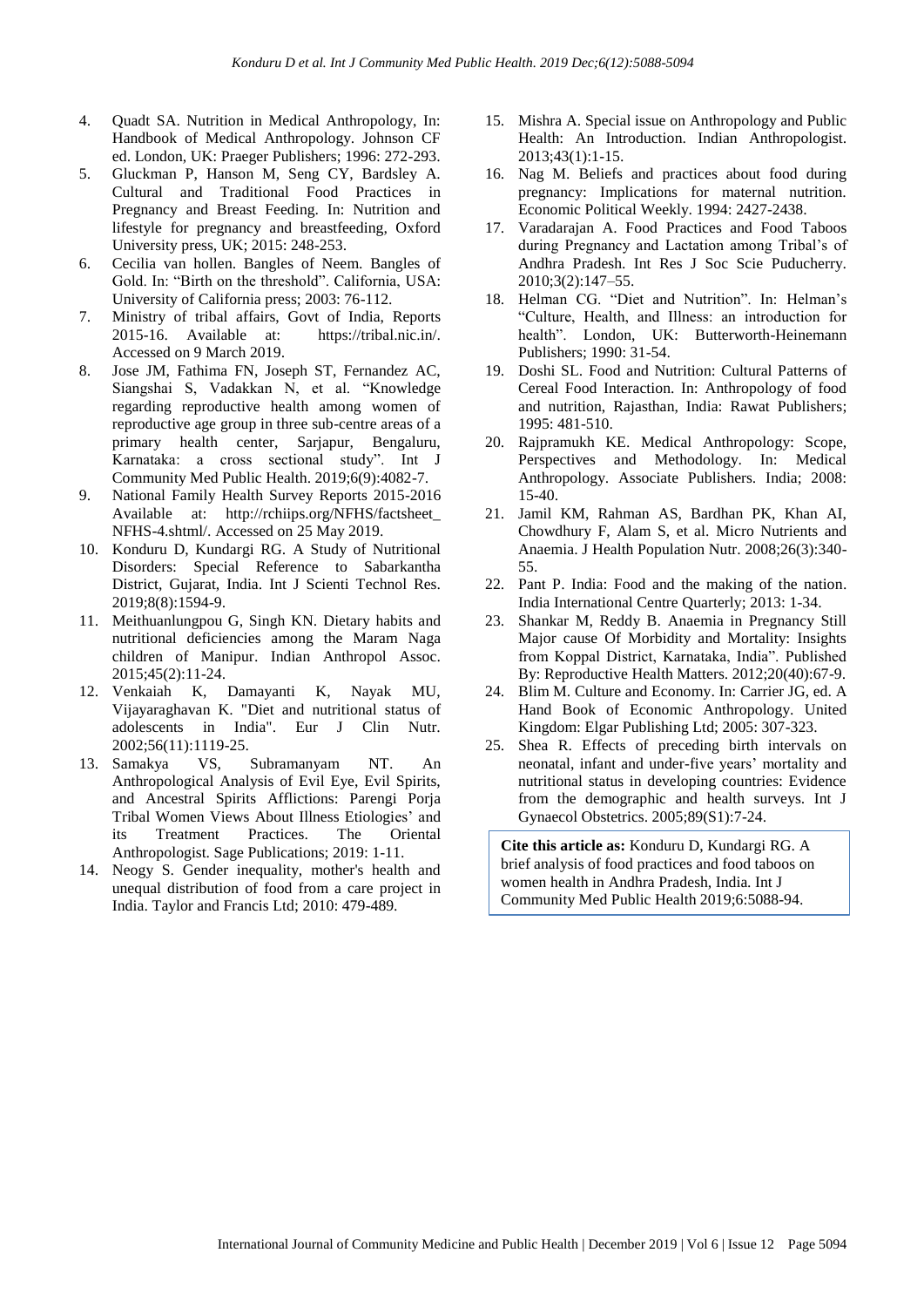4. Quadt SA. Nutrition in Medical Anthropology, In: Handbook of Medical Anthropology. Johnson CF ed. London, UK: Praeger Publishers; 1996: 272-293.
5. Gluckman P, Hanson M, Seng CY, Bardsley A. Cultural and Traditional Food Practices in Pregnancy and Breast Feeding. In: Nutrition and lifestyle for pregnancy and breastfeeding, Oxford University press, UK; 2015: 248-253.
6. Cecilia van hollen. Bangles of Neem. Bangles of Gold. In: "Birth on the threshold". California, USA: University of California press; 2003: 76-112.
7. Ministry of tribal affairs, Govt of India, Reports 2015-16. Available at: https://tribal.nic.in/. Accessed on 9 March 2019.
8. Jose JM, Fathima FN, Joseph ST, Fernandez AC, Siangshai S, Vadakkan N, et al. "Knowledge regarding reproductive health among women of reproductive age group in three sub-centre areas of a primary health center, Sarjapur, Bengaluru, Karnataka: a cross sectional study". Int J Community Med Public Health. 2019;6(9):4082-7.
9. National Family Health Survey Reports 2015-2016 Available at: http://rchiips.org/NFHS/factsheet_NFHS-4.shtml/. Accessed on 25 May 2019.
10. Konduru D, Kundargi RG. A Study of Nutritional Disorders: Special Reference to Sabarkantha District, Gujarat, India. Int J Scienti Technol Res. 2019;8(8):1594-9.
11. Meithuanlungpou G, Singh KN. Dietary habits and nutritional deficiencies among the Maram Naga children of Manipur. Indian Anthropol Assoc. 2015;45(2):11-24.
12. Venkaiah K, Damayanti K, Nayak MU, Vijayaraghavan K. "Diet and nutritional status of adolescents in India". Eur J Clin Nutr. 2002;56(11):1119-25.
13. Samakya VS, Subramanyam NT. An Anthropological Analysis of Evil Eye, Evil Spirits, and Ancestral Spirits Afflictions: Parengi Porja Tribal Women Views About Illness Etiologies' and its Treatment Practices. The Oriental Anthropologist. Sage Publications; 2019: 1-11.
14. Neogy S. Gender inequality, mother's health and unequal distribution of food from a care project in India. Taylor and Francis Ltd; 2010: 479-489.
15. Mishra A. Special issue on Anthropology and Public Health: An Introduction. Indian Anthropologist. 2013;43(1):1-15.
16. Nag M. Beliefs and practices about food during pregnancy: Implications for maternal nutrition. Economic Political Weekly. 1994: 2427-2438.
17. Varadarajan A. Food Practices and Food Taboos during Pregnancy and Lactation among Tribal's of Andhra Pradesh. Int Res J Soc Scie Puducherry. 2010;3(2):147–55.
18. Helman CG. "Diet and Nutrition". In: Helman's "Culture, Health, and Illness: an introduction for health". London, UK: Butterworth-Heinemann Publishers; 1990: 31-54.
19. Doshi SL. Food and Nutrition: Cultural Patterns of Cereal Food Interaction. In: Anthropology of food and nutrition, Rajasthan, India: Rawat Publishers; 1995: 481-510.
20. Rajpramukh KE. Medical Anthropology: Scope, Perspectives and Methodology. In: Medical Anthropology. Associate Publishers. India; 2008: 15-40.
21. Jamil KM, Rahman AS, Bardhan PK, Khan AI, Chowdhury F, Alam S, et al. Micro Nutrients and Anaemia. J Health Population Nutr. 2008;26(3):340-55.
22. Pant P. India: Food and the making of the nation. India International Centre Quarterly; 2013: 1-34.
23. Shankar M, Reddy B. Anaemia in Pregnancy Still Major cause Of Morbidity and Mortality: Insights from Koppal District, Karnataka, India". Published By: Reproductive Health Matters. 2012;20(40):67-9.
24. Blim M. Culture and Economy. In: Carrier JG, ed. A Hand Book of Economic Anthropology. United Kingdom: Elgar Publishing Ltd; 2005: 307-323.
25. Shea R. Effects of preceding birth intervals on neonatal, infant and under-five years' mortality and nutritional status in developing countries: Evidence from the demographic and health surveys. Int J Gynaecol Obstetrics. 2005;89(S1):7-24.

**Cite this article as:** Konduru D, Kundargi RG. A brief analysis of food practices and food taboos on women health in Andhra Pradesh, India. Int J Community Med Public Health 2019;6:5088-94.